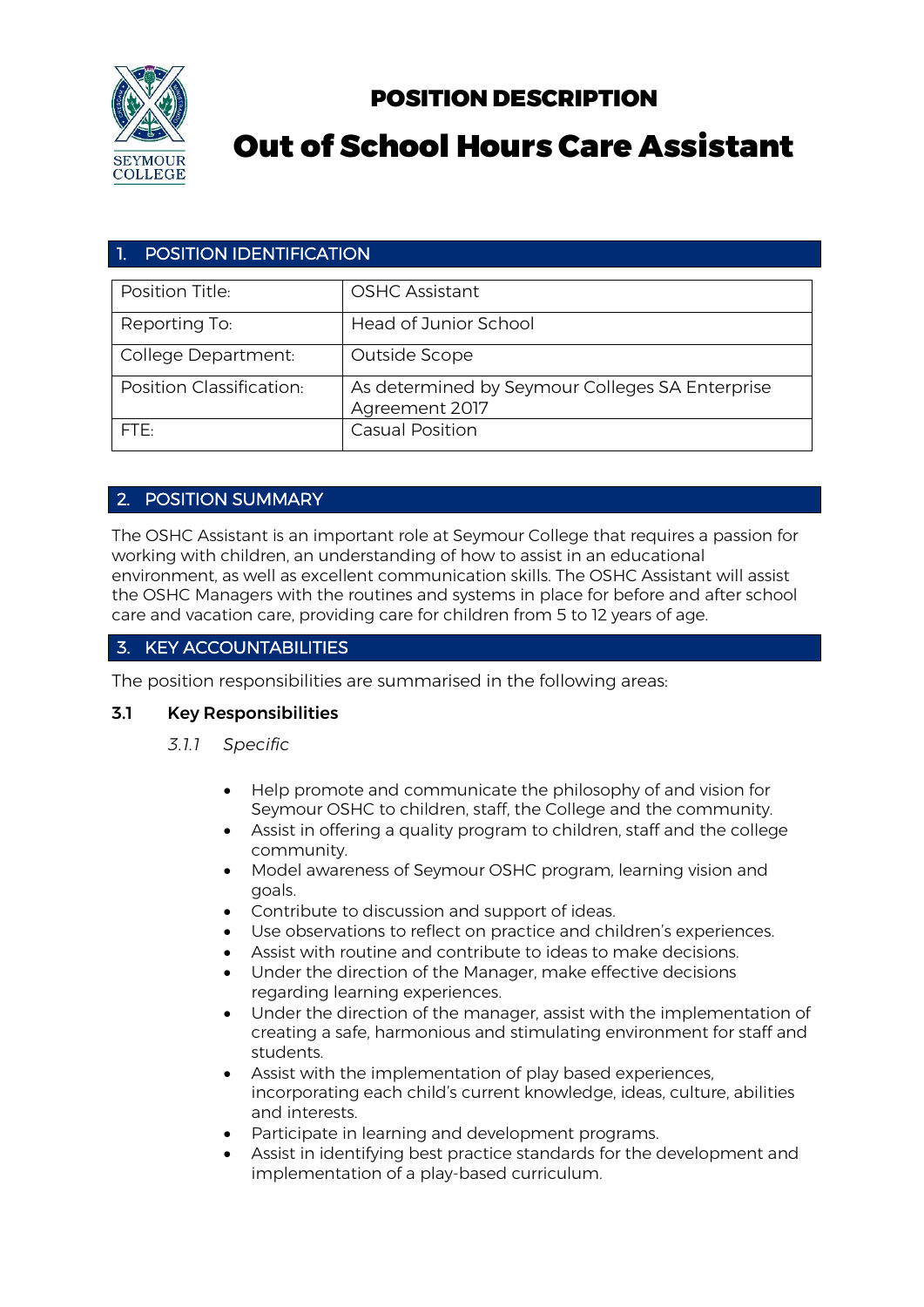# POSITION DESCRIPTION

# Out of School Hours Care Assistant

## 1. POSITION IDENTIFICATION

| Position Title: | OSHC Assistant |
|---|---|
| Reporting To: | Head of Junior School |
| College Department: | Outside Scope |
| Position Classification: | As determined by Seymour Colleges SA Enterprise Agreement 2017 |
| FTE: | Casual Position |

## 2. POSITION SUMMARY

The OSHC Assistant is an important role at Seymour College that requires a passion for working with children, an understanding of how to assist in an educational environment, as well as excellent communication skills. The OSHC Assistant will assist the OSHC Managers with the routines and systems in place for before and after school care and vacation care, providing care for children from 5 to 12 years of age.

## 3. KEY ACCOUNTABILITIES

The position responsibilities are summarised in the following areas:

### 3.1 Key Responsibilities

*3.1.1 Specific*

- Help promote and communicate the philosophy of and vision for Seymour OSHC to children, staff, the College and the community.
- Assist in offering a quality program to children, staff and the college community.
- Model awareness of Seymour OSHC program, learning vision and goals.
- Contribute to discussion and support of ideas.
- Use observations to reflect on practice and children's experiences.
- Assist with routine and contribute to ideas to make decisions.
- Under the direction of the Manager, make effective decisions regarding learning experiences.
- Under the direction of the manager, assist with the implementation of creating a safe, harmonious and stimulating environment for staff and students.
- Assist with the implementation of play based experiences, incorporating each child's current knowledge, ideas, culture, abilities and interests.
- Participate in learning and development programs.
- Assist in identifying best practice standards for the development and implementation of a play-based curriculum.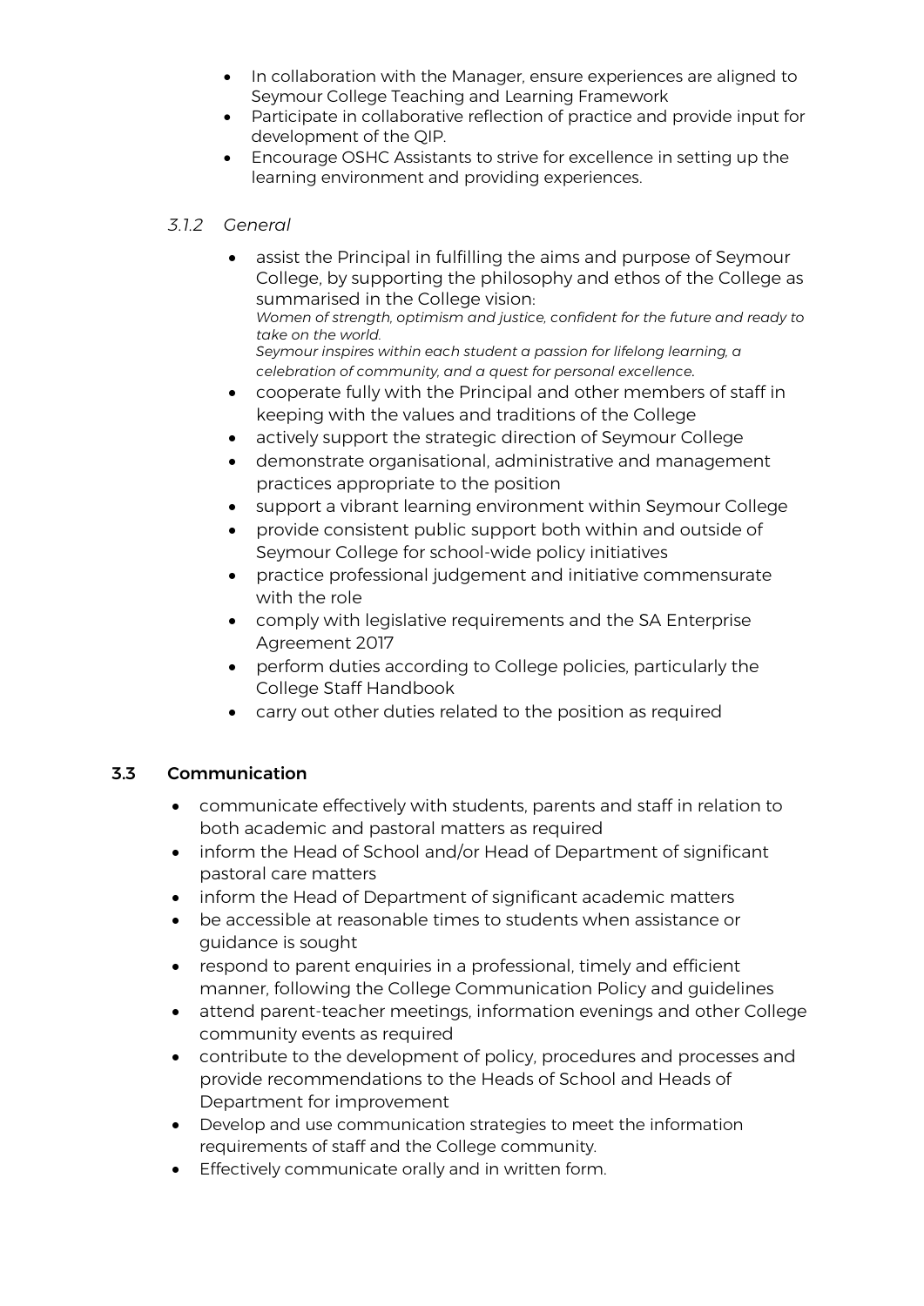- In collaboration with the Manager, ensure experiences are aligned to Seymour College Teaching and Learning Framework
- Participate in collaborative reflection of practice and provide input for development of the QIP.
- Encourage OSHC Assistants to strive for excellence in setting up the learning environment and providing experiences.

*3.1.2 General*

- assist the Principal in fulfilling the aims and purpose of Seymour College, by supporting the philosophy and ethos of the College as summarised in the College vision:
  *Women of strength, optimism and justice, confident for the future and ready to take on the world.*
  *Seymour inspires within each student a passion for lifelong learning, a celebration of community, and a quest for personal excellence.*
- cooperate fully with the Principal and other members of staff in keeping with the values and traditions of the College
- actively support the strategic direction of Seymour College
- demonstrate organisational, administrative and management practices appropriate to the position
- support a vibrant learning environment within Seymour College
- provide consistent public support both within and outside of Seymour College for school-wide policy initiatives
- practice professional judgement and initiative commensurate with the role
- comply with legislative requirements and the SA Enterprise Agreement 2017
- perform duties according to College policies, particularly the College Staff Handbook
- carry out other duties related to the position as required

### 3.3 Communication

- communicate effectively with students, parents and staff in relation to both academic and pastoral matters as required
- inform the Head of School and/or Head of Department of significant pastoral care matters
- inform the Head of Department of significant academic matters
- be accessible at reasonable times to students when assistance or guidance is sought
- respond to parent enquiries in a professional, timely and efficient manner, following the College Communication Policy and guidelines
- attend parent-teacher meetings, information evenings and other College community events as required
- contribute to the development of policy, procedures and processes and provide recommendations to the Heads of School and Heads of Department for improvement
- Develop and use communication strategies to meet the information requirements of staff and the College community.
- Effectively communicate orally and in written form.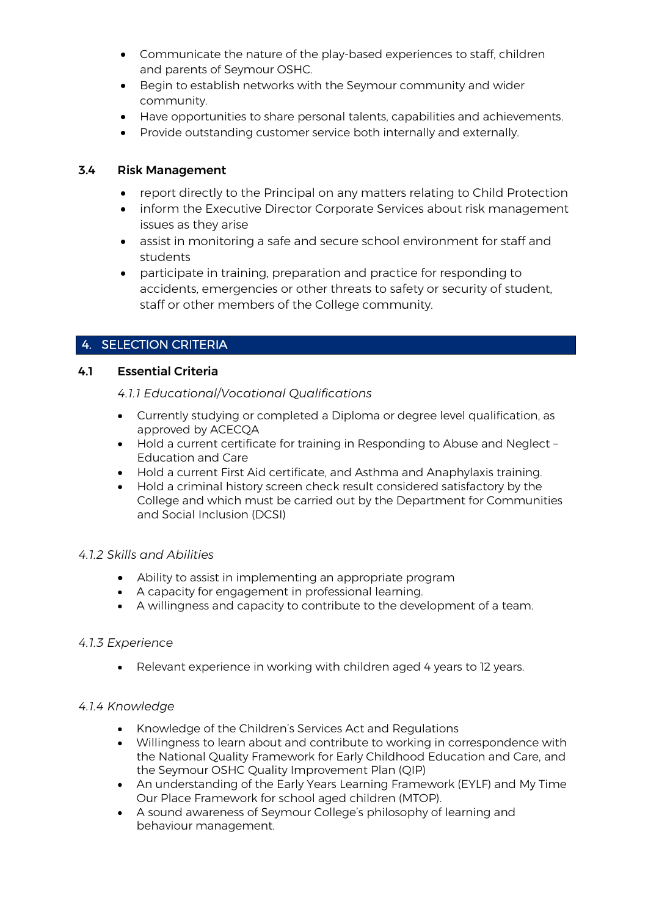- Communicate the nature of the play-based experiences to staff, children and parents of Seymour OSHC.
- Begin to establish networks with the Seymour community and wider community.
- Have opportunities to share personal talents, capabilities and achievements.
- Provide outstanding customer service both internally and externally.

### 3.4 Risk Management

- report directly to the Principal on any matters relating to Child Protection
- inform the Executive Director Corporate Services about risk management issues as they arise
- assist in monitoring a safe and secure school environment for staff and students
- participate in training, preparation and practice for responding to accidents, emergencies or other threats to safety or security of student, staff or other members of the College community.

## 4. SELECTION CRITERIA

### 4.1 Essential Criteria

*4.1.1 Educational/Vocational Qualifications*

- Currently studying or completed a Diploma or degree level qualification, as approved by ACECQA
- Hold a current certificate for training in Responding to Abuse and Neglect – Education and Care
- Hold a current First Aid certificate, and Asthma and Anaphylaxis training.
- Hold a criminal history screen check result considered satisfactory by the College and which must be carried out by the Department for Communities and Social Inclusion (DCSI)

*4.1.2 Skills and Abilities*

- Ability to assist in implementing an appropriate program
- A capacity for engagement in professional learning.
- A willingness and capacity to contribute to the development of a team.

*4.1.3 Experience*

- Relevant experience in working with children aged 4 years to 12 years.

*4.1.4 Knowledge*

- Knowledge of the Children's Services Act and Regulations
- Willingness to learn about and contribute to working in correspondence with the National Quality Framework for Early Childhood Education and Care, and the Seymour OSHC Quality Improvement Plan (QIP)
- An understanding of the Early Years Learning Framework (EYLF) and My Time Our Place Framework for school aged children (MTOP).
- A sound awareness of Seymour College's philosophy of learning and behaviour management.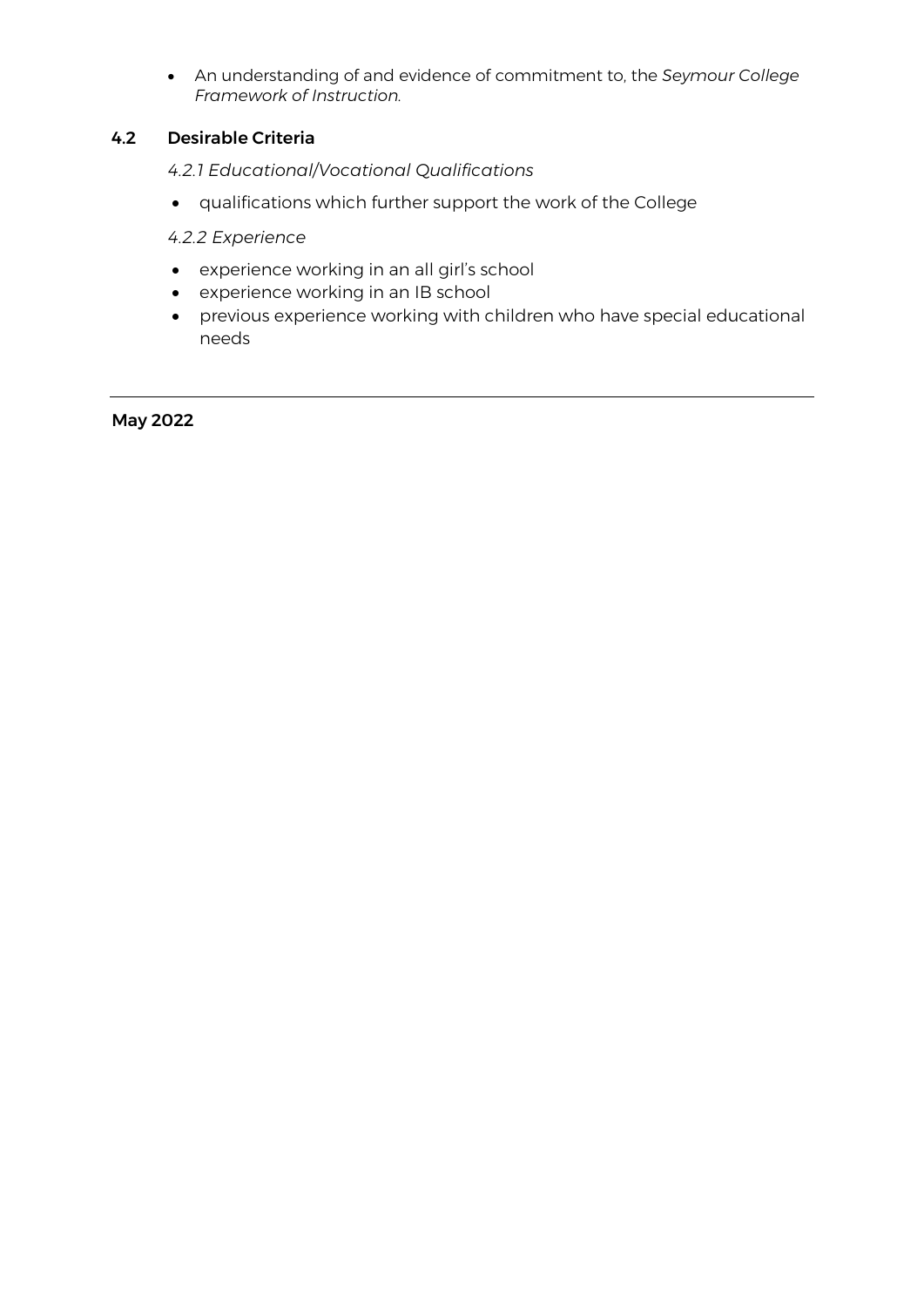- An understanding of and evidence of commitment to, the *Seymour College Framework of Instruction.*

### 4.2 Desirable Criteria

*4.2.1 Educational/Vocational Qualifications*

- qualifications which further support the work of the College

*4.2.2 Experience*

- experience working in an all girl's school
- experience working in an IB school
- previous experience working with children who have special educational needs

---

**May 2022**